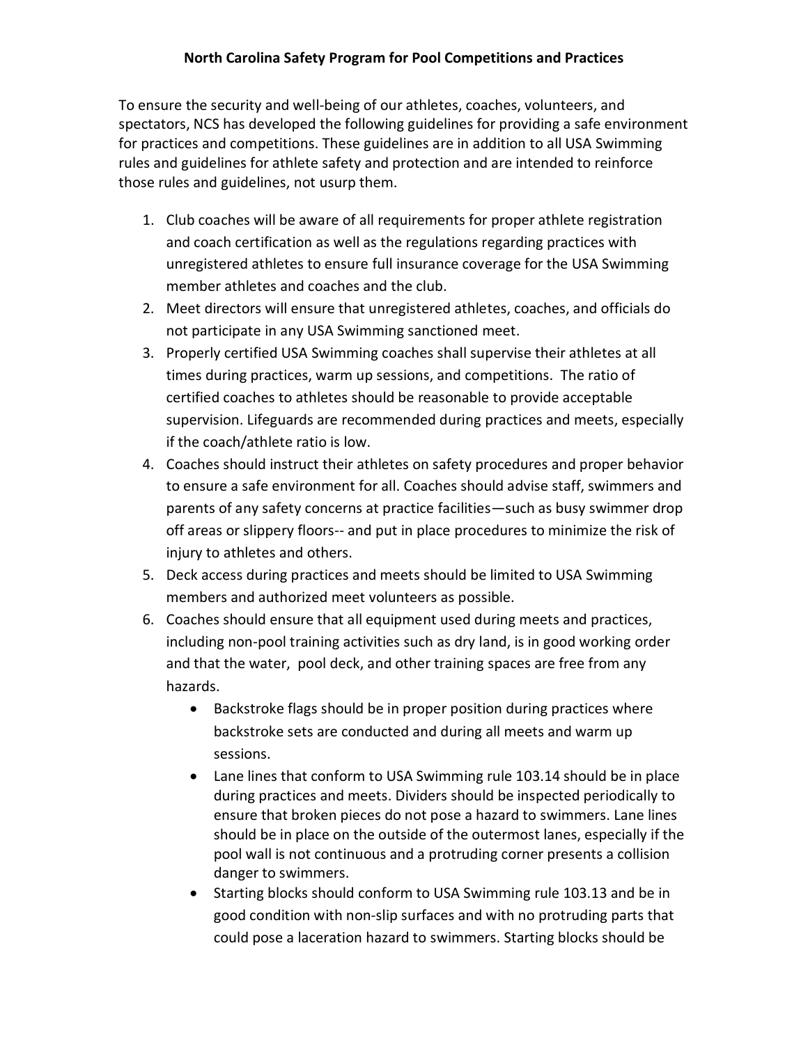# North Carolina Safety Program for Pool Competitions and Practices

To ensure the security and well-being of our athletes, coaches, volunteers, and spectators, NCS has developed the following guidelines for providing a safe environment for practices and competitions. These guidelines are in addition to all USA Swimming rules and guidelines for athlete safety and protection and are intended to reinforce those rules and guidelines, not usurp them.

1. Club coaches will be aware of all requirements for proper athlete registration and coach certification as well as the regulations regarding practices with unregistered athletes to ensure full insurance coverage for the USA Swimming member athletes and coaches and the club.
2. Meet directors will ensure that unregistered athletes, coaches, and officials do not participate in any USA Swimming sanctioned meet.
3. Properly certified USA Swimming coaches shall supervise their athletes at all times during practices, warm up sessions, and competitions. The ratio of certified coaches to athletes should be reasonable to provide acceptable supervision. Lifeguards are recommended during practices and meets, especially if the coach/athlete ratio is low.
4. Coaches should instruct their athletes on safety procedures and proper behavior to ensure a safe environment for all. Coaches should advise staff, swimmers and parents of any safety concerns at practice facilities—such as busy swimmer drop off areas or slippery floors-- and put in place procedures to minimize the risk of injury to athletes and others.
5. Deck access during practices and meets should be limited to USA Swimming members and authorized meet volunteers as possible.
6. Coaches should ensure that all equipment used during meets and practices, including non-pool training activities such as dry land, is in good working order and that the water, pool deck, and other training spaces are free from any hazards.
   - Backstroke flags should be in proper position during practices where backstroke sets are conducted and during all meets and warm up sessions.
   - Lane lines that conform to USA Swimming rule 103.14 should be in place during practices and meets. Dividers should be inspected periodically to ensure that broken pieces do not pose a hazard to swimmers. Lane lines should be in place on the outside of the outermost lanes, especially if the pool wall is not continuous and a protruding corner presents a collision danger to swimmers.
   - Starting blocks should conform to USA Swimming rule 103.13 and be in good condition with non-slip surfaces and with no protruding parts that could pose a laceration hazard to swimmers. Starting blocks should be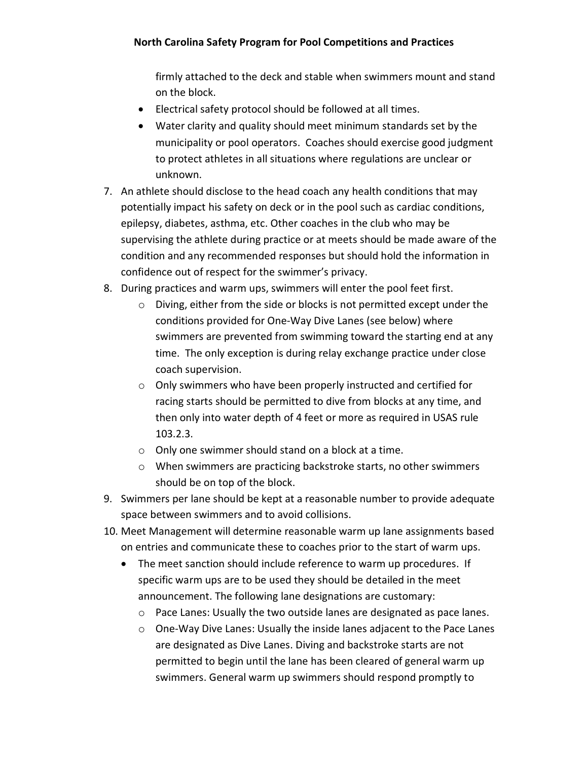firmly attached to the deck and stable when swimmers mount and stand on the block.

- Electrical safety protocol should be followed at all times.
- Water clarity and quality should meet minimum standards set by the municipality or pool operators. Coaches should exercise good judgment to protect athletes in all situations where regulations are unclear or unknown.

7. An athlete should disclose to the head coach any health conditions that may potentially impact his safety on deck or in the pool such as cardiac conditions, epilepsy, diabetes, asthma, etc. Other coaches in the club who may be supervising the athlete during practice or at meets should be made aware of the condition and any recommended responses but should hold the information in confidence out of respect for the swimmer's privacy.
8. During practices and warm ups, swimmers will enter the pool feet first.
   - Diving, either from the side or blocks is not permitted except under the conditions provided for One-Way Dive Lanes (see below) where swimmers are prevented from swimming toward the starting end at any time. The only exception is during relay exchange practice under close coach supervision.
   - Only swimmers who have been properly instructed and certified for racing starts should be permitted to dive from blocks at any time, and then only into water depth of 4 feet or more as required in USAS rule 103.2.3.
   - Only one swimmer should stand on a block at a time.
   - When swimmers are practicing backstroke starts, no other swimmers should be on top of the block.
9. Swimmers per lane should be kept at a reasonable number to provide adequate space between swimmers and to avoid collisions.
10. Meet Management will determine reasonable warm up lane assignments based on entries and communicate these to coaches prior to the start of warm ups.
    - The meet sanction should include reference to warm up procedures. If specific warm ups are to be used they should be detailed in the meet announcement. The following lane designations are customary:
      - Pace Lanes: Usually the two outside lanes are designated as pace lanes.
      - One-Way Dive Lanes: Usually the inside lanes adjacent to the Pace Lanes are designated as Dive Lanes. Diving and backstroke starts are not permitted to begin until the lane has been cleared of general warm up swimmers. General warm up swimmers should respond promptly to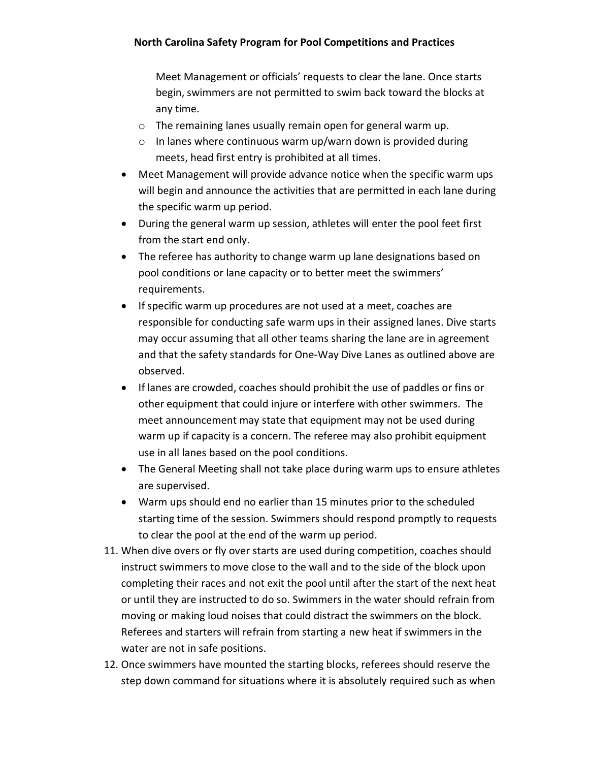Meet Management or officials' requests to clear the lane. Once starts begin, swimmers are not permitted to swim back toward the blocks at any time.
    - The remaining lanes usually remain open for general warm up.
    - In lanes where continuous warm up/warn down is provided during meets, head first entry is prohibited at all times.
- Meet Management will provide advance notice when the specific warm ups will begin and announce the activities that are permitted in each lane during the specific warm up period.
- During the general warm up session, athletes will enter the pool feet first from the start end only.
- The referee has authority to change warm up lane designations based on pool conditions or lane capacity or to better meet the swimmers' requirements.
- If specific warm up procedures are not used at a meet, coaches are responsible for conducting safe warm ups in their assigned lanes. Dive starts may occur assuming that all other teams sharing the lane are in agreement and that the safety standards for One-Way Dive Lanes as outlined above are observed.
- If lanes are crowded, coaches should prohibit the use of paddles or fins or other equipment that could injure or interfere with other swimmers. The meet announcement may state that equipment may not be used during warm up if capacity is a concern. The referee may also prohibit equipment use in all lanes based on the pool conditions.
- The General Meeting shall not take place during warm ups to ensure athletes are supervised.
- Warm ups should end no earlier than 15 minutes prior to the scheduled starting time of the session. Swimmers should respond promptly to requests to clear the pool at the end of the warm up period.

11. When dive overs or fly over starts are used during competition, coaches should instruct swimmers to move close to the wall and to the side of the block upon completing their races and not exit the pool until after the start of the next heat or until they are instructed to do so. Swimmers in the water should refrain from moving or making loud noises that could distract the swimmers on the block. Referees and starters will refrain from starting a new heat if swimmers in the water are not in safe positions.
12. Once swimmers have mounted the starting blocks, referees should reserve the step down command for situations where it is absolutely required such as when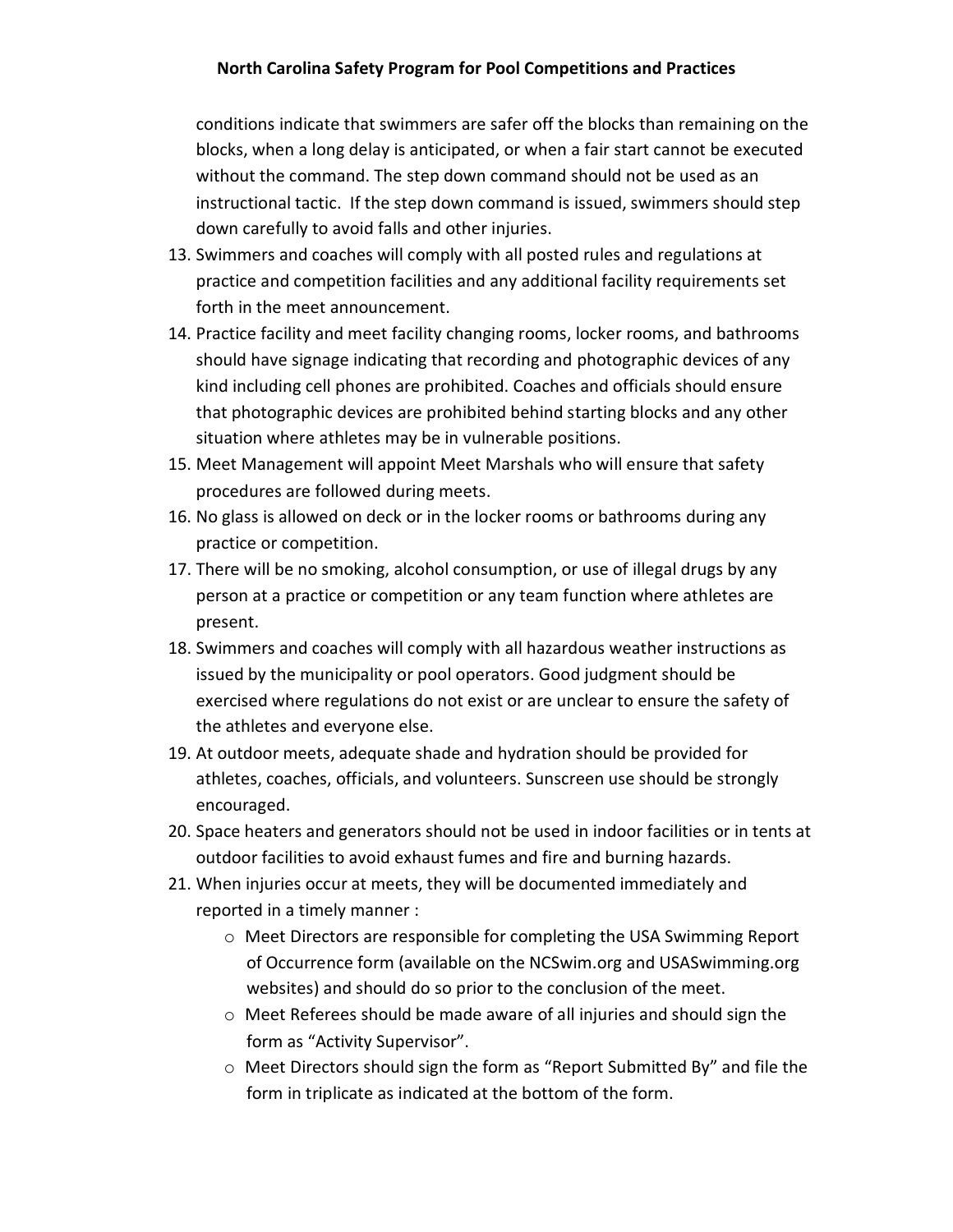conditions indicate that swimmers are safer off the blocks than remaining on the blocks, when a long delay is anticipated, or when a fair start cannot be executed without the command. The step down command should not be used as an instructional tactic. If the step down command is issued, swimmers should step down carefully to avoid falls and other injuries.

13. Swimmers and coaches will comply with all posted rules and regulations at practice and competition facilities and any additional facility requirements set forth in the meet announcement.
14. Practice facility and meet facility changing rooms, locker rooms, and bathrooms should have signage indicating that recording and photographic devices of any kind including cell phones are prohibited. Coaches and officials should ensure that photographic devices are prohibited behind starting blocks and any other situation where athletes may be in vulnerable positions.
15. Meet Management will appoint Meet Marshals who will ensure that safety procedures are followed during meets.
16. No glass is allowed on deck or in the locker rooms or bathrooms during any practice or competition.
17. There will be no smoking, alcohol consumption, or use of illegal drugs by any person at a practice or competition or any team function where athletes are present.
18. Swimmers and coaches will comply with all hazardous weather instructions as issued by the municipality or pool operators. Good judgment should be exercised where regulations do not exist or are unclear to ensure the safety of the athletes and everyone else.
19. At outdoor meets, adequate shade and hydration should be provided for athletes, coaches, officials, and volunteers. Sunscreen use should be strongly encouraged.
20. Space heaters and generators should not be used in indoor facilities or in tents at outdoor facilities to avoid exhaust fumes and fire and burning hazards.
21. When injuries occur at meets, they will be documented immediately and reported in a timely manner :
    - Meet Directors are responsible for completing the USA Swimming Report of Occurrence form (available on the NCSwim.org and USASwimming.org websites) and should do so prior to the conclusion of the meet.
    - Meet Referees should be made aware of all injuries and should sign the form as "Activity Supervisor".
    - Meet Directors should sign the form as "Report Submitted By" and file the form in triplicate as indicated at the bottom of the form.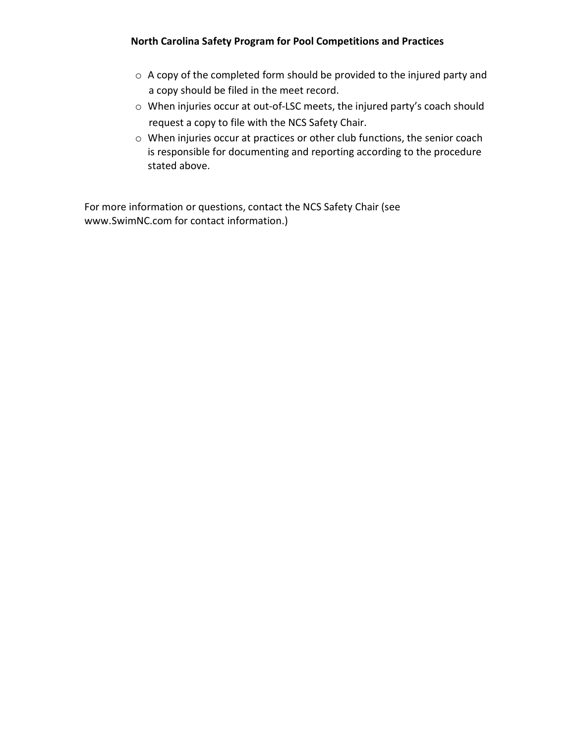- A copy of the completed form should be provided to the injured party and a copy should be filed in the meet record.
- When injuries occur at out-of-LSC meets, the injured party's coach should request a copy to file with the NCS Safety Chair.
- When injuries occur at practices or other club functions, the senior coach is responsible for documenting and reporting according to the procedure stated above.

For more information or questions, contact the NCS Safety Chair (see www.SwimNC.com for contact information.)